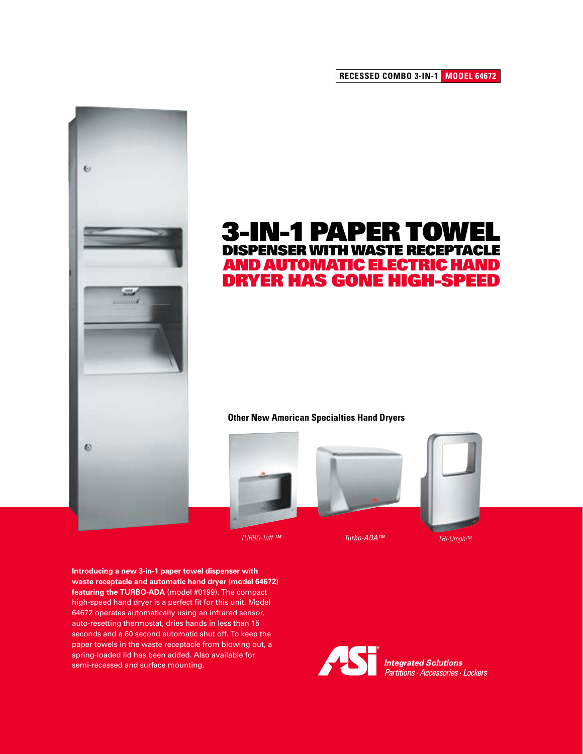**RECESSED COMBO 3-IN-1** **MODEL 64672**

# 3-IN-1 PAPER TOWEL DISPENSER WITH WASTE RECEPTACLE AND AUTOMATIC ELECTRIC HAND DRYER HAS GONE HIGH-SPEED

**Other New American Specialties Hand Dryers**

*TURBO-Tuff ™*

*Turbo-ADA™*

*TRI-Umph™*

**Introducing a new 3-in-1 paper towel dispenser with waste receptacle and automatic hand dryer (model 64672) featuring the TURBO-ADA** (model #0199). The compact high-speed hand dryer is a perfect fit for this unit. Model 64672 operates automatically using an infrared sensor, auto-resetting thermostat, dries hands in less than 15 seconds and a 60 second automatic shut off. To keep the paper towels in the waste receptacle from blowing out, a spring-loaded lid has been added. Also available for semi-recessed and surface mounting.

ASI® ***Integrated Solutions***
*Partitions · Accessories · Lockers*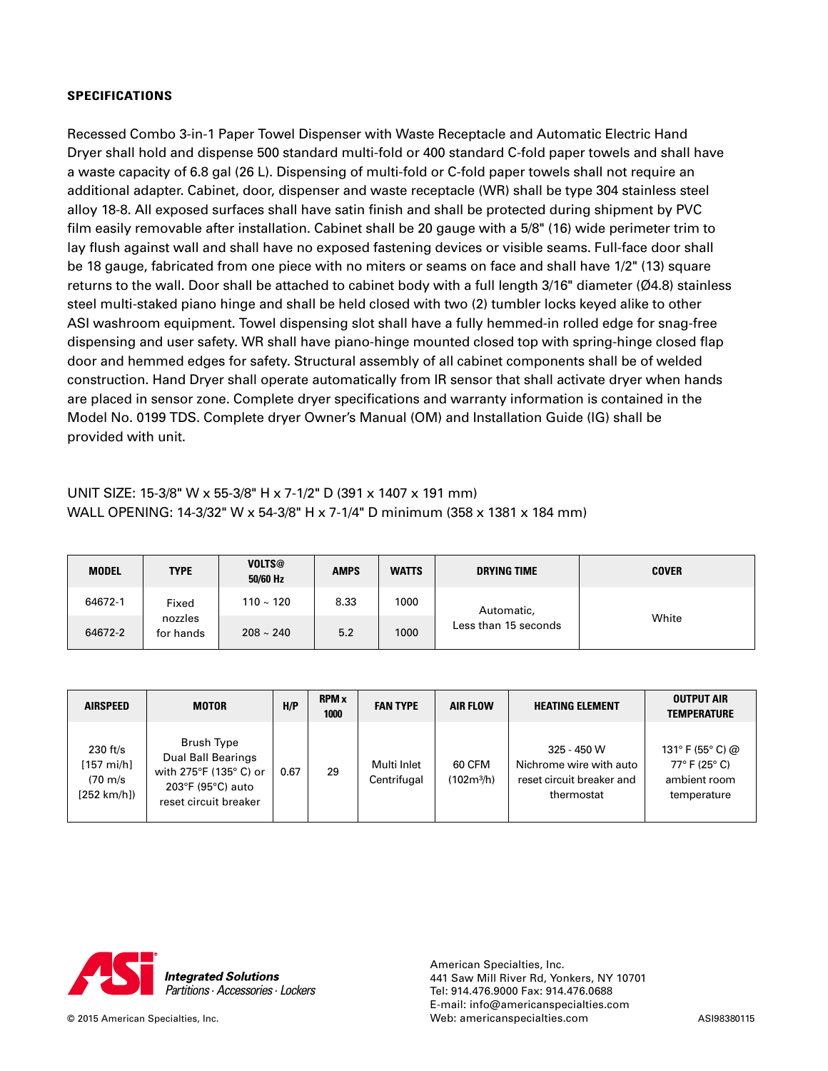**SPECIFICATIONS**

Recessed Combo 3-in-1 Paper Towel Dispenser with Waste Receptacle and Automatic Electric Hand Dryer shall hold and dispense 500 standard multi-fold or 400 standard C-fold paper towels and shall have a waste capacity of 6.8 gal (26 L). Dispensing of multi-fold or C-fold paper towels shall not require an additional adapter. Cabinet, door, dispenser and waste receptacle (WR) shall be type 304 stainless steel alloy 18-8. All exposed surfaces shall have satin finish and shall be protected during shipment by PVC film easily removable after installation. Cabinet shall be 20 gauge with a 5/8" (16) wide perimeter trim to lay flush against wall and shall have no exposed fastening devices or visible seams. Full-face door shall be 18 gauge, fabricated from one piece with no miters or seams on face and shall have 1/2" (13) square returns to the wall. Door shall be attached to cabinet body with a full length 3/16" diameter (Ø4.8) stainless steel multi-staked piano hinge and shall be held closed with two (2) tumbler locks keyed alike to other ASI washroom equipment. Towel dispensing slot shall have a fully hemmed-in rolled edge for snag-free dispensing and user safety. WR shall have piano-hinge mounted closed top with spring-hinge closed flap door and hemmed edges for safety. Structural assembly of all cabinet components shall be of welded construction. Hand Dryer shall operate automatically from IR sensor that shall activate dryer when hands are placed in sensor zone. Complete dryer specifications and warranty information is contained in the Model No. 0199 TDS. Complete dryer Owner's Manual (OM) and Installation Guide (IG) shall be provided with unit.

UNIT SIZE: 15-3/8" W x 55-3/8" H x 7-1/2" D (391 x 1407 x 191 mm)
WALL OPENING: 14-3/32" W x 54-3/8" H x 7-1/4" D minimum (358 x 1381 x 184 mm)

| MODEL | TYPE | VOLTS@ 50/60 Hz | AMPS | WATTS | DRYING TIME | COVER |
|---|---|---|---|---|---|---|
| 64672-1 | Fixed nozzles for hands | 110 ~ 120 | 8.33 | 1000 | Automatic, Less than 15 seconds | White |
| 64672-2 | | 208 ~ 240 | 5.2 | 1000 | | |

| AIRSPEED | MOTOR | H/P | RPM x 1000 | FAN TYPE | AIR FLOW | HEATING ELEMENT | OUTPUT AIR TEMPERATURE |
|---|---|---|---|---|---|---|---|
| 230 ft/s [157 mi/h] (70 m/s [252 km/h]) | Brush Type Dual Ball Bearings with 275°F (135° C) or 203°F (95°C) auto reset circuit breaker | 0.67 | 29 | Multi Inlet Centrifugal | 60 CFM ($102 m^3/h$) | 325 - 450 W Nichrome wire with auto reset circuit breaker and thermostat | 131° F (55° C) @ 77° F (25° C) ambient room temperature |

ASI *Integrated Solutions*
*Partitions · Accessories · Lockers*

© 2015 American Specialties, Inc.

American Specialties, Inc.
441 Saw Mill River Rd, Yonkers, NY 10701
Tel: 914.476.9000 Fax: 914.476.0688
E-mail: info@americanspecialties.com
Web: americanspecialties.com

ASI98380115